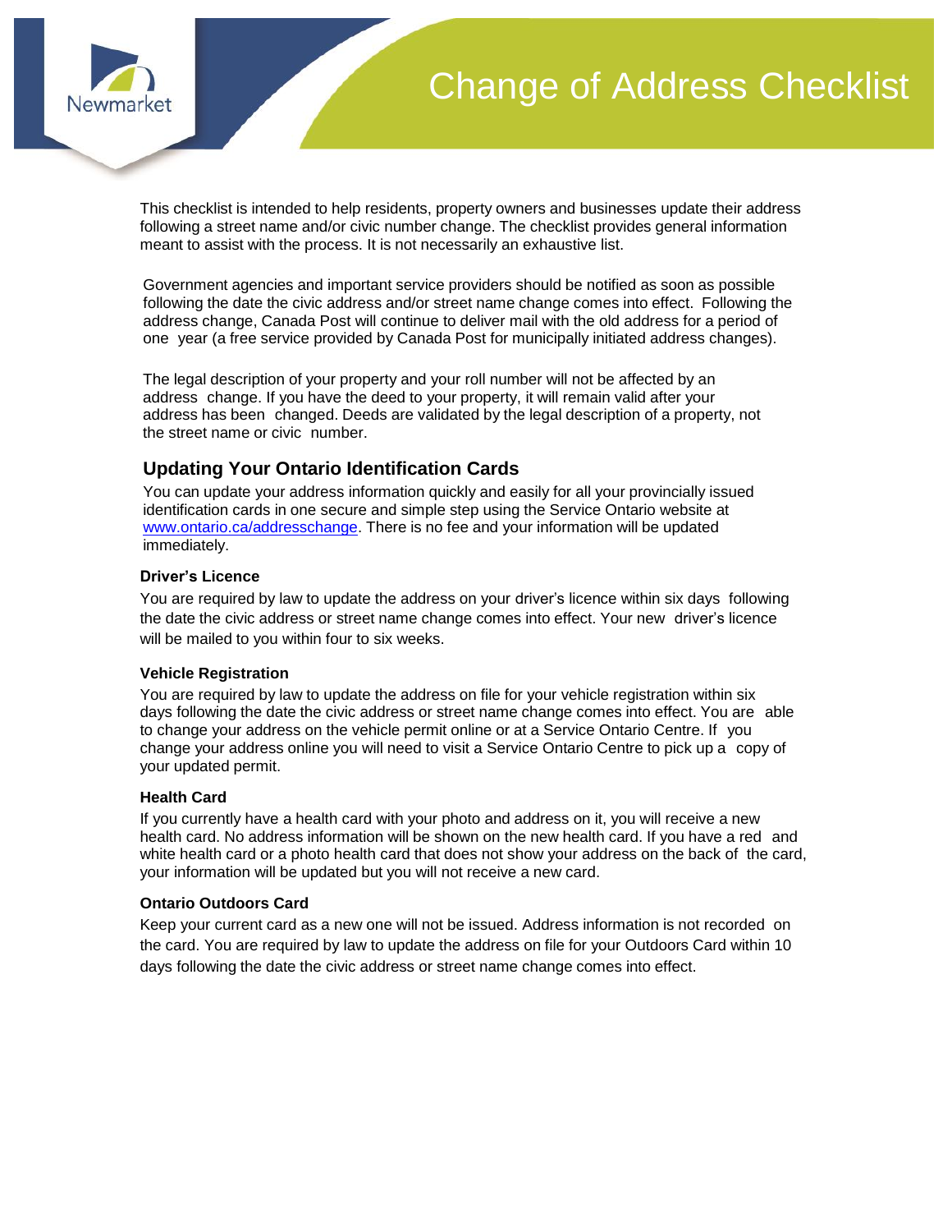# Change of Address Checklist

This checklist is intended to help residents, property owners and businesses update their address following a street name and/or civic number change. The checklist provides general information meant to assist with the process. It is not necessarily an exhaustive list.

Government agencies and important service providers should be notified as soon as possible following the date the civic address and/or street name change comes into effect. Following the address change, Canada Post will continue to deliver mail with the old address for a period of one year (a free service provided by Canada Post for municipally initiated address changes).

The legal description of your property and your roll number will not be affected by an address change. If you have the deed to your property, it will remain valid after your address has been changed. Deeds are validated by the legal description of a property, not the street name or civic number.

## Updating Your Ontario Identification Cards

You can update your address information quickly and easily for all your provincially issued identification cards in one secure and simple step using the Service Ontario website at [www.ontario.ca/addresschange](www.ontario.ca/addresschange). There is no fee and your information will be updated immediately.

### Driver's Licence

You are required by law to update the address on your driver's licence within six days following the date the civic address or street name change comes into effect. Your new driver's licence will be mailed to you within four to six weeks.

### Vehicle Registration

You are required by law to update the address on file for your vehicle registration within six days following the date the civic address or street name change comes into effect. You are able to change your address on the vehicle permit online or at a Service Ontario Centre. If you change your address online you will need to visit a Service Ontario Centre to pick up a copy of your updated permit.

### Health Card

If you currently have a health card with your photo and address on it, you will receive a new health card. No address information will be shown on the new health card. If you have a red and white health card or a photo health card that does not show your address on the back of the card, your information will be updated but you will not receive a new card.

### Ontario Outdoors Card

Keep your current card as a new one will not be issued. Address information is not recorded on the card. You are required by law to update the address on file for your Outdoors Card within 10 days following the date the civic address or street name change comes into effect.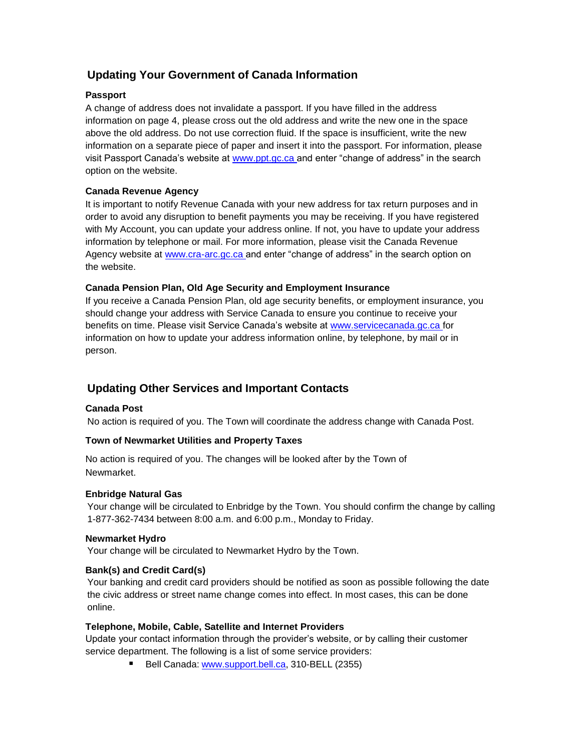## Updating Your Government of Canada Information

### Passport

A change of address does not invalidate a passport. If you have filled in the address information on page 4, please cross out the old address and write the new one in the space above the old address. Do not use correction fluid. If the space is insufficient, write the new information on a separate piece of paper and insert it into the passport. For information, please visit Passport Canada's website at [www.ppt.gc.ca](http://www.ppt.gc.ca) and enter "change of address" in the search option on the website.

### Canada Revenue Agency

It is important to notify Revenue Canada with your new address for tax return purposes and in order to avoid any disruption to benefit payments you may be receiving. If you have registered with My Account, you can update your address online. If not, you have to update your address information by telephone or mail. For more information, please visit the Canada Revenue Agency website at [www.cra-arc.gc.ca](http://www.cra-arc.gc.ca) and enter "change of address" in the search option on the website.

### Canada Pension Plan, Old Age Security and Employment Insurance

If you receive a Canada Pension Plan, old age security benefits, or employment insurance, you should change your address with Service Canada to ensure you continue to receive your benefits on time. Please visit Service Canada's website at [www.servicecanada.gc.ca](http://www.servicecanada.gc.ca) for information on how to update your address information online, by telephone, by mail or in person.

## Updating Other Services and Important Contacts

### Canada Post

No action is required of you. The Town will coordinate the address change with Canada Post.

### Town of Newmarket Utilities and Property Taxes

No action is required of you. The changes will be looked after by the Town of Newmarket.

### Enbridge Natural Gas

Your change will be circulated to Enbridge by the Town. You should confirm the change by calling 1-877-362-7434 between 8:00 a.m. and 6:00 p.m., Monday to Friday.

### Newmarket Hydro

Your change will be circulated to Newmarket Hydro by the Town.

### Bank(s) and Credit Card(s)

Your banking and credit card providers should be notified as soon as possible following the date the civic address or street name change comes into effect. In most cases, this can be done online.

### Telephone, Mobile, Cable, Satellite and Internet Providers

Update your contact information through the provider's website, or by calling their customer service department. The following is a list of some service providers:

- Bell Canada: [www.support.bell.ca](http://www.support.bell.ca), 310-BELL (2355)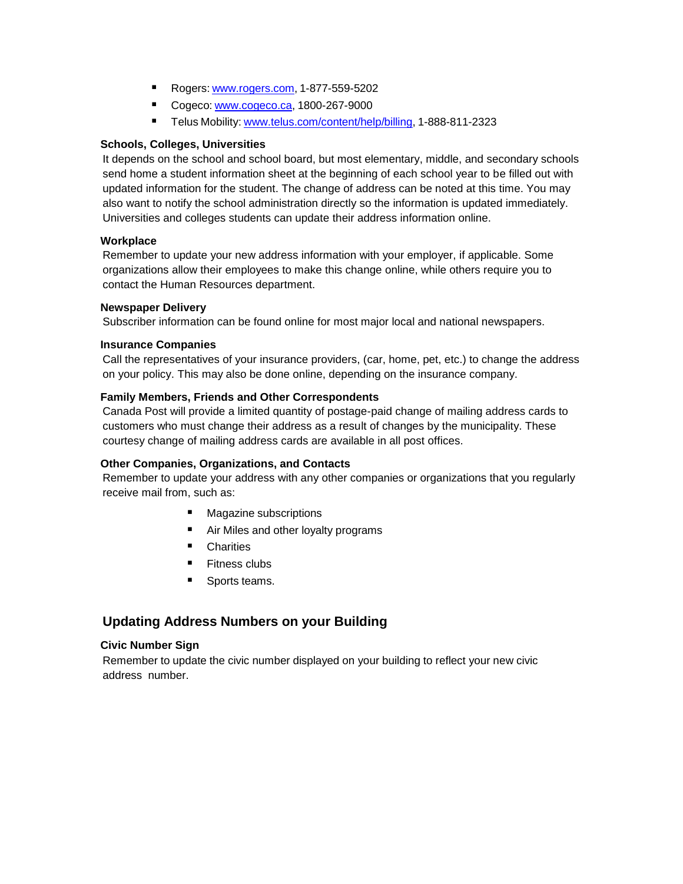- Rogers: www.rogers.com, 1-877-559-5202
- Cogeco: www.cogeco.ca, 1800-267-9000
- Telus Mobility: www.telus.com/content/help/billing, 1-888-811-2323

**Schools, Colleges, Universities**

It depends on the school and school board, but most elementary, middle, and secondary schools send home a student information sheet at the beginning of each school year to be filled out with updated information for the student. The change of address can be noted at this time. You may also want to notify the school administration directly so the information is updated immediately. Universities and colleges students can update their address information online.

**Workplace**

Remember to update your new address information with your employer, if applicable. Some organizations allow their employees to make this change online, while others require you to contact the Human Resources department.

**Newspaper Delivery**

Subscriber information can be found online for most major local and national newspapers.

**Insurance Companies**

Call the representatives of your insurance providers, (car, home, pet, etc.) to change the address on your policy. This may also be done online, depending on the insurance company.

**Family Members, Friends and Other Correspondents**

Canada Post will provide a limited quantity of postage-paid change of mailing address cards to customers who must change their address as a result of changes by the municipality. These courtesy change of mailing address cards are available in all post offices.

**Other Companies, Organizations, and Contacts**

Remember to update your address with any other companies or organizations that you regularly receive mail from, such as:

- Magazine subscriptions
- Air Miles and other loyalty programs
- Charities
- Fitness clubs
- Sports teams.

## Updating Address Numbers on your Building

**Civic Number Sign**

Remember to update the civic number displayed on your building to reflect your new civic address number.